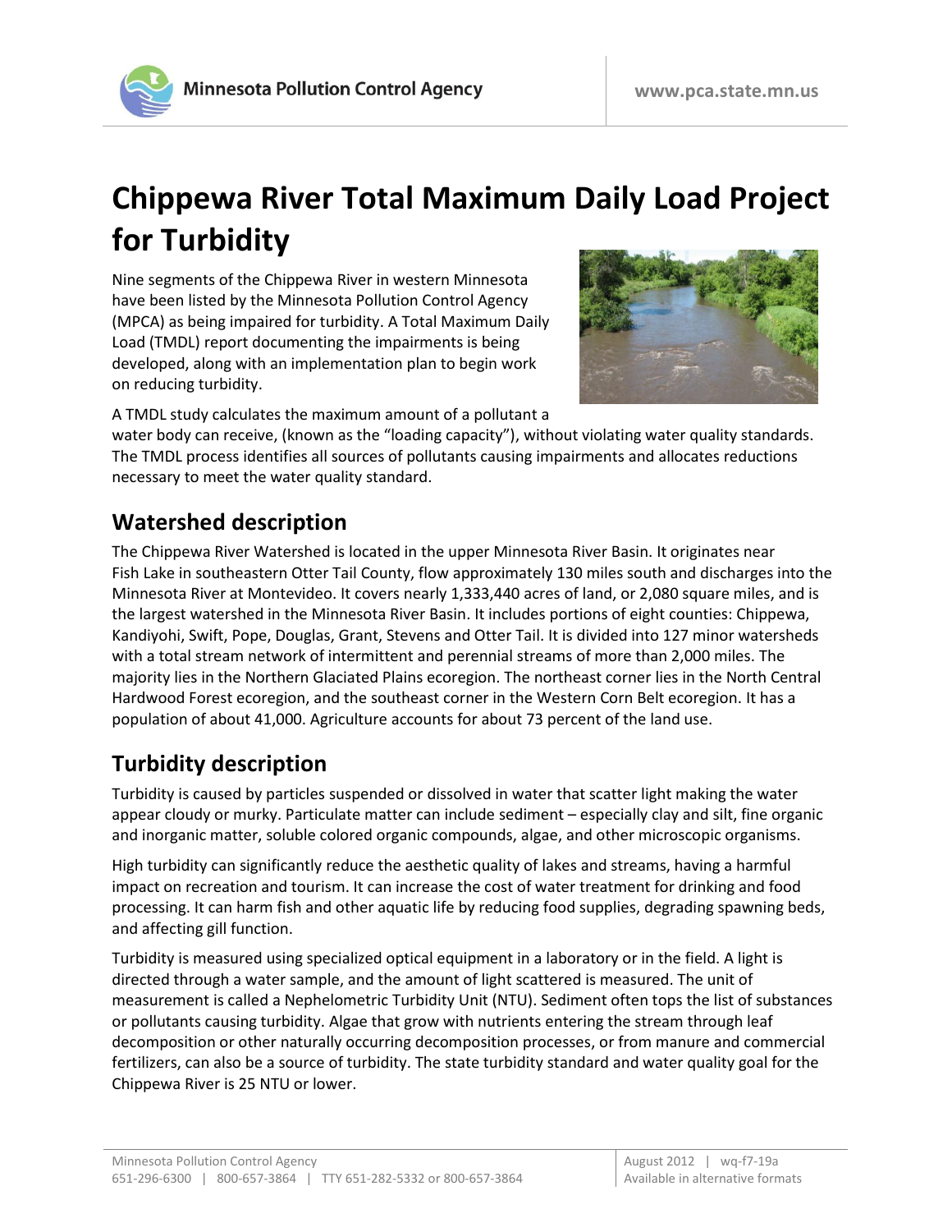# Chippewa River Total Maximum Daily Load Project for Turbidity

Nine segments of the Chippewa River in western Minnesota have been listed by the Minnesota Pollution Control Agency (MPCA) as being impaired for turbidity. A Total Maximum Daily Load (TMDL) report documenting the impairments is being developed, along with an implementation plan to begin work on reducing turbidity.

A TMDL study calculates the maximum amount of a pollutant a water body can receive, (known as the "loading capacity"), without violating water quality standards. The TMDL process identifies all sources of pollutants causing impairments and allocates reductions necessary to meet the water quality standard.

## Watershed description

The Chippewa River Watershed is located in the upper Minnesota River Basin. It originates near Fish Lake in southeastern Otter Tail County, flow approximately 130 miles south and discharges into the Minnesota River at Montevideo. It covers nearly 1,333,440 acres of land, or 2,080 square miles, and is the largest watershed in the Minnesota River Basin. It includes portions of eight counties: Chippewa, Kandiyohi, Swift, Pope, Douglas, Grant, Stevens and Otter Tail. It is divided into 127 minor watersheds with a total stream network of intermittent and perennial streams of more than 2,000 miles. The majority lies in the Northern Glaciated Plains ecoregion. The northeast corner lies in the North Central Hardwood Forest ecoregion, and the southeast corner in the Western Corn Belt ecoregion. It has a population of about 41,000. Agriculture accounts for about 73 percent of the land use.

## Turbidity description

Turbidity is caused by particles suspended or dissolved in water that scatter light making the water appear cloudy or murky. Particulate matter can include sediment – especially clay and silt, fine organic and inorganic matter, soluble colored organic compounds, algae, and other microscopic organisms.

High turbidity can significantly reduce the aesthetic quality of lakes and streams, having a harmful impact on recreation and tourism. It can increase the cost of water treatment for drinking and food processing. It can harm fish and other aquatic life by reducing food supplies, degrading spawning beds, and affecting gill function.

Turbidity is measured using specialized optical equipment in a laboratory or in the field. A light is directed through a water sample, and the amount of light scattered is measured. The unit of measurement is called a Nephelometric Turbidity Unit (NTU). Sediment often tops the list of substances or pollutants causing turbidity. Algae that grow with nutrients entering the stream through leaf decomposition or other naturally occurring decomposition processes, or from manure and commercial fertilizers, can also be a source of turbidity. The state turbidity standard and water quality goal for the Chippewa River is 25 NTU or lower.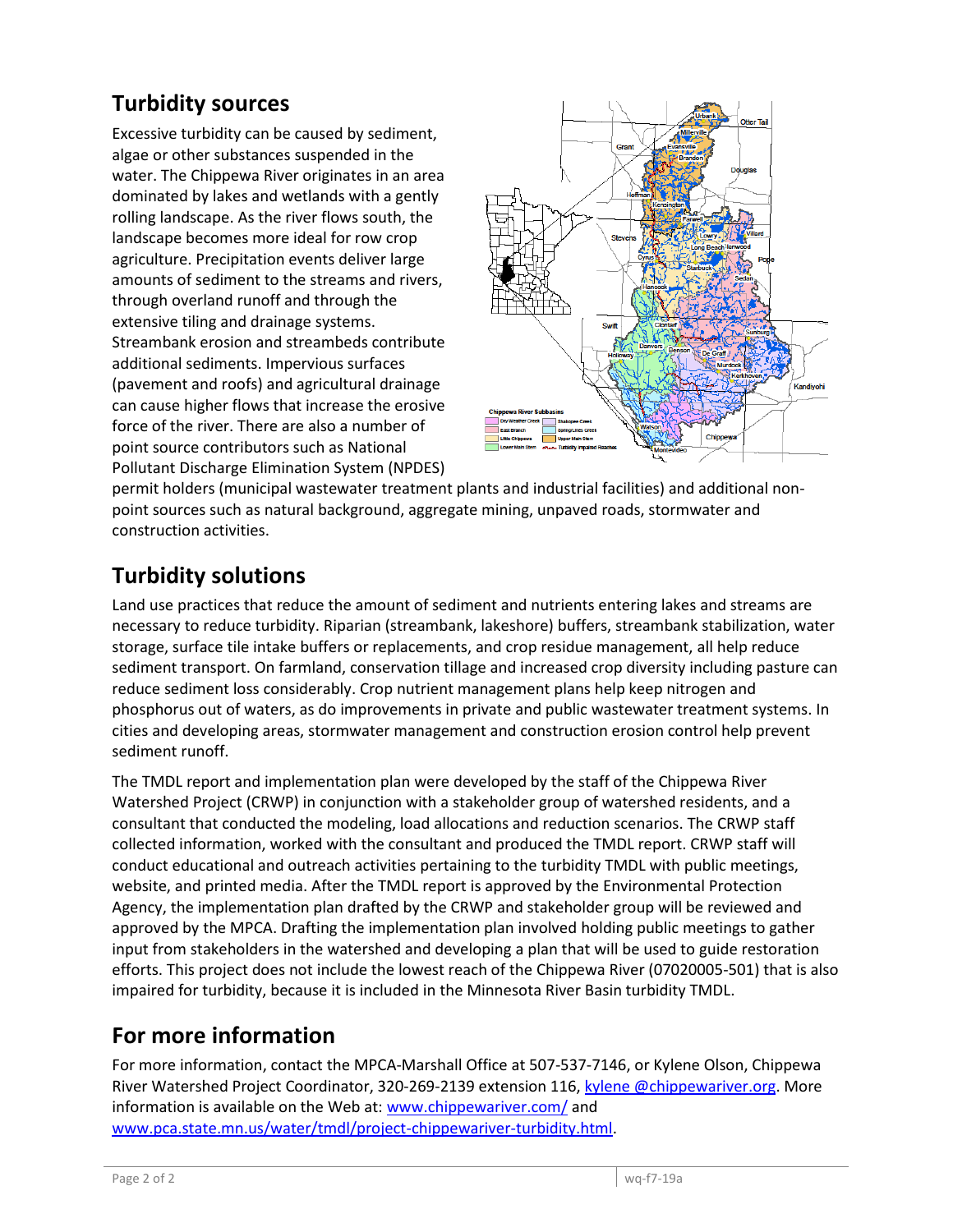## Turbidity sources

Excessive turbidity can be caused by sediment, algae or other substances suspended in the water. The Chippewa River originates in an area dominated by lakes and wetlands with a gently rolling landscape. As the river flows south, the landscape becomes more ideal for row crop agriculture. Precipitation events deliver large amounts of sediment to the streams and rivers, through overland runoff and through the extensive tiling and drainage systems. Streambank erosion and streambeds contribute additional sediments. Impervious surfaces (pavement and roofs) and agricultural drainage can cause higher flows that increase the erosive force of the river. There are also a number of point source contributors such as National Pollutant Discharge Elimination System (NPDES) permit holders (municipal wastewater treatment plants and industrial facilities) and additional non-point sources such as natural background, aggregate mining, unpaved roads, stormwater and construction activities.

## Turbidity solutions

Land use practices that reduce the amount of sediment and nutrients entering lakes and streams are necessary to reduce turbidity. Riparian (streambank, lakeshore) buffers, streambank stabilization, water storage, surface tile intake buffers or replacements, and crop residue management, all help reduce sediment transport. On farmland, conservation tillage and increased crop diversity including pasture can reduce sediment loss considerably. Crop nutrient management plans help keep nitrogen and phosphorus out of waters, as do improvements in private and public wastewater treatment systems. In cities and developing areas, stormwater management and construction erosion control help prevent sediment runoff.

The TMDL report and implementation plan were developed by the staff of the Chippewa River Watershed Project (CRWP) in conjunction with a stakeholder group of watershed residents, and a consultant that conducted the modeling, load allocations and reduction scenarios. The CRWP staff collected information, worked with the consultant and produced the TMDL report. CRWP staff will conduct educational and outreach activities pertaining to the turbidity TMDL with public meetings, website, and printed media. After the TMDL report is approved by the Environmental Protection Agency, the implementation plan drafted by the CRWP and stakeholder group will be reviewed and approved by the MPCA. Drafting the implementation plan involved holding public meetings to gather input from stakeholders in the watershed and developing a plan that will be used to guide restoration efforts. This project does not include the lowest reach of the Chippewa River (07020005-501) that is also impaired for turbidity, because it is included in the Minnesota River Basin turbidity TMDL.

## For more information

For more information, contact the MPCA-Marshall Office at 507-537-7146, or Kylene Olson, Chippewa River Watershed Project Coordinator, 320-269-2139 extension 116, kylene @chippewariver.org. More information is available on the Web at: www.chippewariver.com/ and www.pca.state.mn.us/water/tmdl/project-chippewariver-turbidity.html.